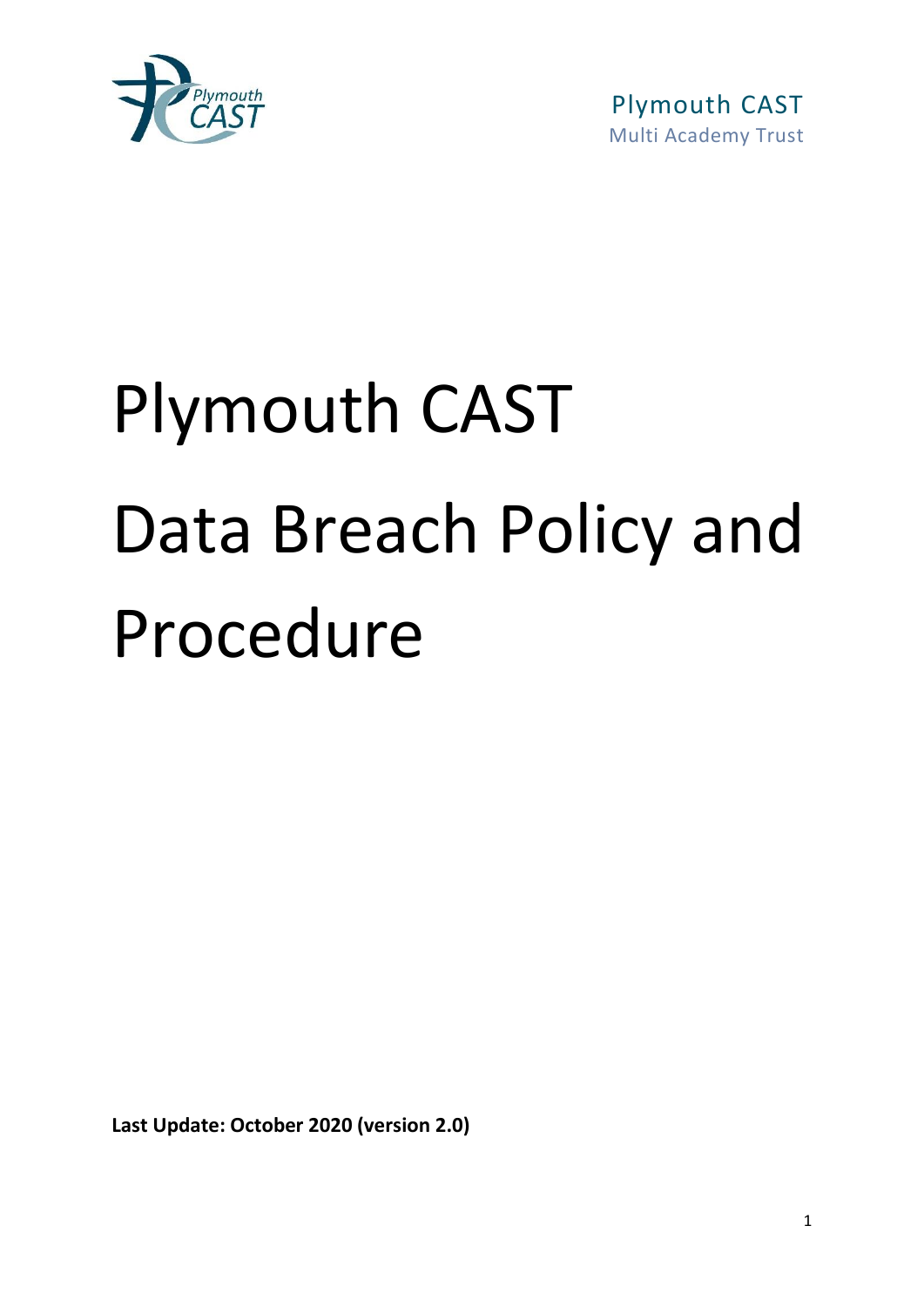Plymouth CAST
Multi Academy Trust

# Plymouth CAST Data Breach Policy and Procedure

**Last Update: October 2020 (version 2.0)**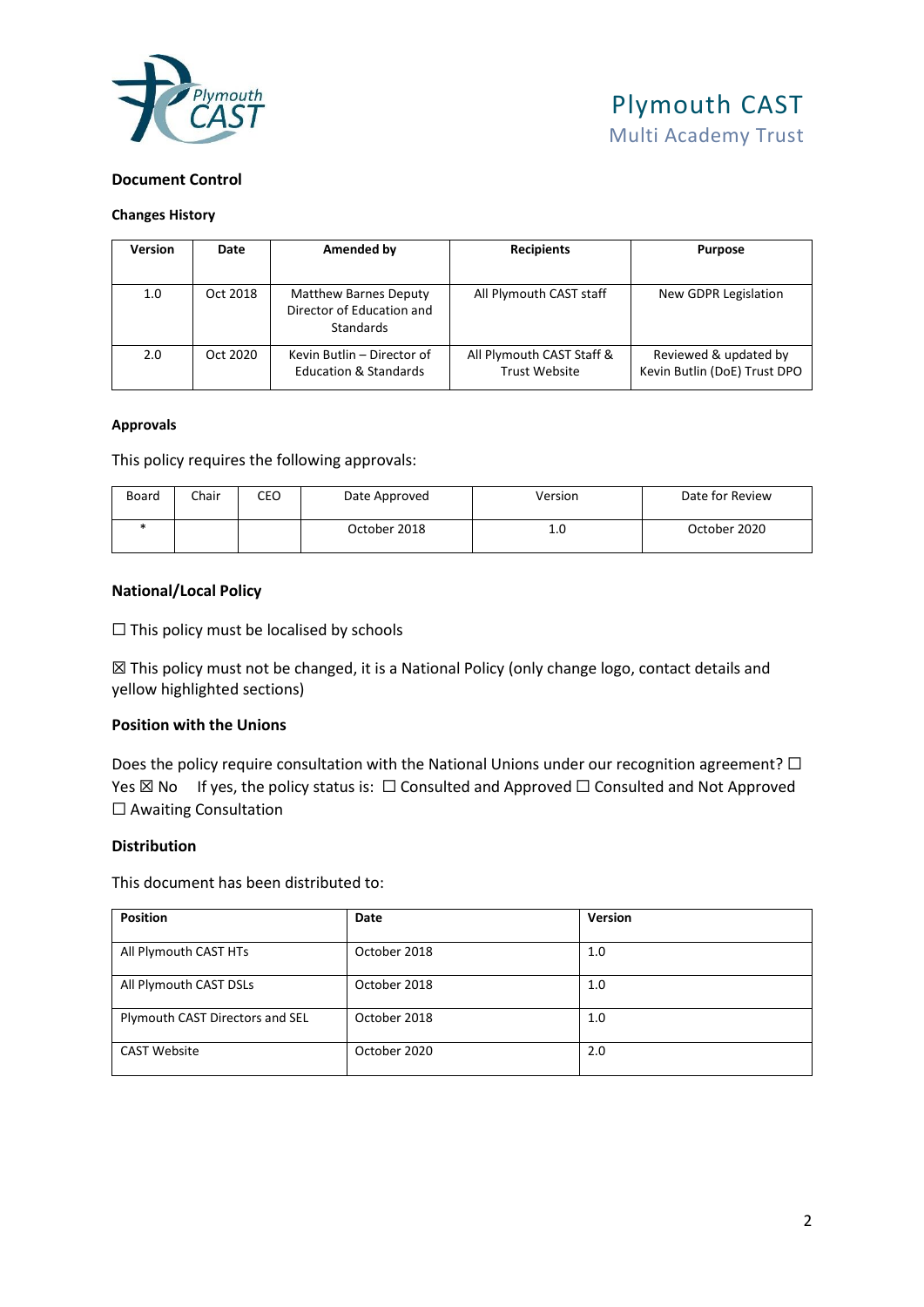Plymouth CAST
Multi Academy Trust

### Document Control

#### Changes History

| Version | Date | Amended by | Recipients | Purpose |
|---|---|---|---|---|
| 1.0 | Oct 2018 | Matthew Barnes Deputy Director of Education and Standards | All Plymouth CAST staff | New GDPR Legislation |
| 2.0 | Oct 2020 | Kevin Butlin – Director of Education & Standards | All Plymouth CAST Staff & Trust Website | Reviewed & updated by Kevin Butlin (DoE) Trust DPO |

#### Approvals

This policy requires the following approvals:

| Board | Chair | CEO | Date Approved | Version | Date for Review |
|---|---|---|---|---|---|
| * | | | October 2018 | 1.0 | October 2020 |

### National/Local Policy

☐ This policy must be localised by schools

☒ This policy must not be changed, it is a National Policy (only change logo, contact details and yellow highlighted sections)

### Position with the Unions

Does the policy require consultation with the National Unions under our recognition agreement? ☐ Yes ☒ No   If yes, the policy status is: ☐ Consulted and Approved ☐ Consulted and Not Approved ☐ Awaiting Consultation

### Distribution

This document has been distributed to:

| Position | Date | Version |
|---|---|---|
| All Plymouth CAST HTs | October 2018 | 1.0 |
| All Plymouth CAST DSLs | October 2018 | 1.0 |
| Plymouth CAST Directors and SEL | October 2018 | 1.0 |
| CAST Website | October 2020 | 2.0 |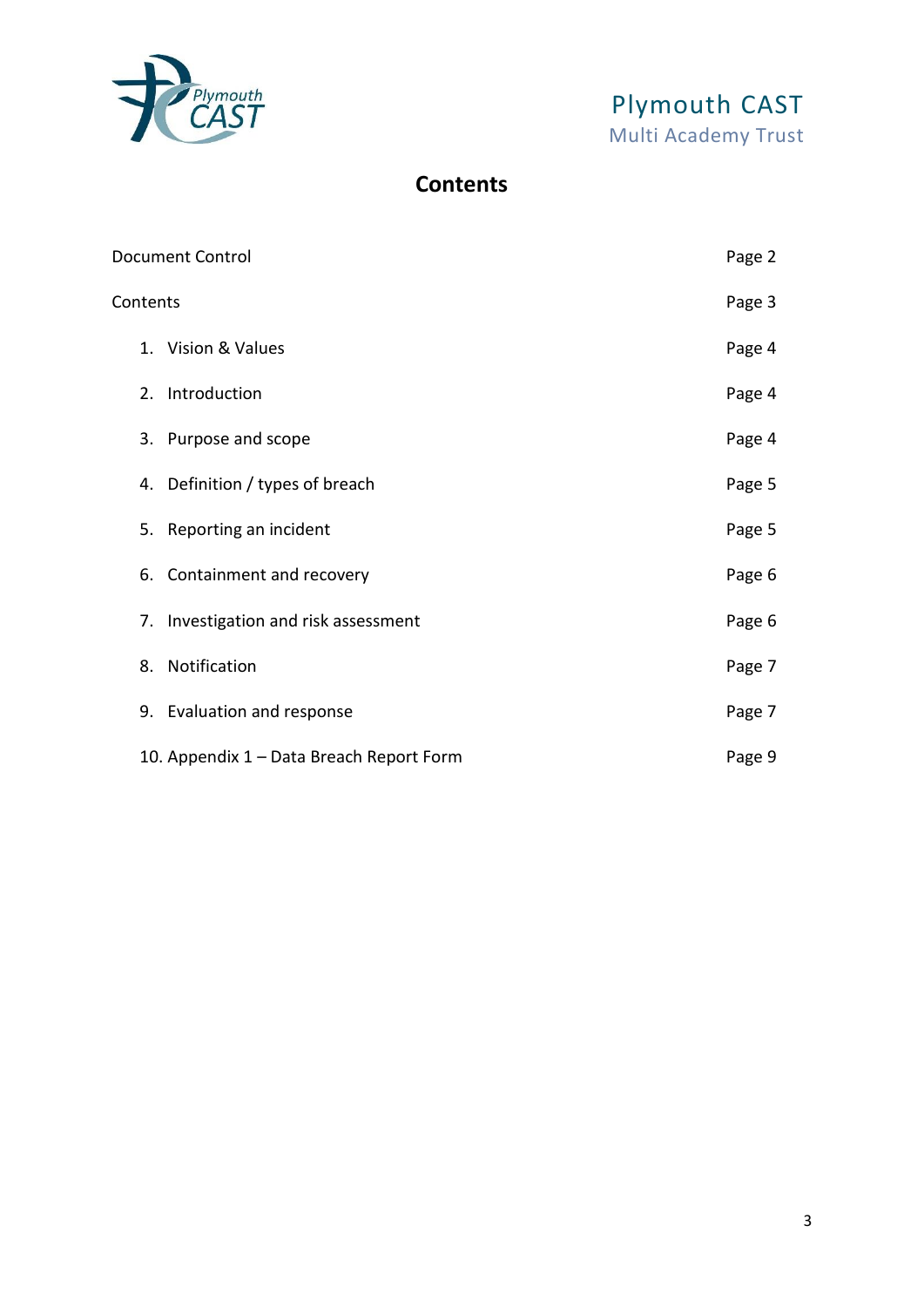Plymouth CAST
Multi Academy Trust

# Contents

| | |
|---|---|
| Document Control | Page 2 |
| Contents | Page 3 |
| 1. Vision & Values | Page 4 |
| 2. Introduction | Page 4 |
| 3. Purpose and scope | Page 4 |
| 4. Definition / types of breach | Page 5 |
| 5. Reporting an incident | Page 5 |
| 6. Containment and recovery | Page 6 |
| 7. Investigation and risk assessment | Page 6 |
| 8. Notification | Page 7 |
| 9. Evaluation and response | Page 7 |
| 10. Appendix 1 – Data Breach Report Form | Page 9 |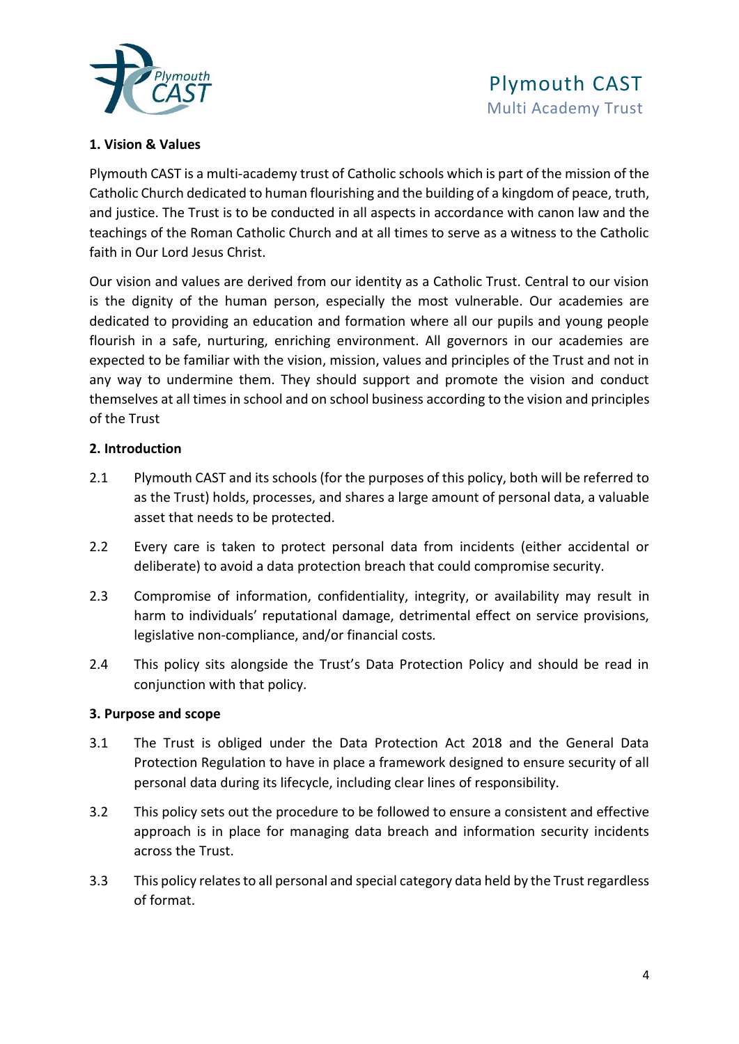## 1. Vision & Values

Plymouth CAST is a multi-academy trust of Catholic schools which is part of the mission of the Catholic Church dedicated to human flourishing and the building of a kingdom of peace, truth, and justice. The Trust is to be conducted in all aspects in accordance with canon law and the teachings of the Roman Catholic Church and at all times to serve as a witness to the Catholic faith in Our Lord Jesus Christ.

Our vision and values are derived from our identity as a Catholic Trust. Central to our vision is the dignity of the human person, especially the most vulnerable. Our academies are dedicated to providing an education and formation where all our pupils and young people flourish in a safe, nurturing, enriching environment. All governors in our academies are expected to be familiar with the vision, mission, values and principles of the Trust and not in any way to undermine them. They should support and promote the vision and conduct themselves at all times in school and on school business according to the vision and principles of the Trust

## 2. Introduction

2.1 Plymouth CAST and its schools (for the purposes of this policy, both will be referred to as the Trust) holds, processes, and shares a large amount of personal data, a valuable asset that needs to be protected.

2.2 Every care is taken to protect personal data from incidents (either accidental or deliberate) to avoid a data protection breach that could compromise security.

2.3 Compromise of information, confidentiality, integrity, or availability may result in harm to individuals' reputational damage, detrimental effect on service provisions, legislative non-compliance, and/or financial costs.

2.4 This policy sits alongside the Trust's Data Protection Policy and should be read in conjunction with that policy.

## 3. Purpose and scope

3.1 The Trust is obliged under the Data Protection Act 2018 and the General Data Protection Regulation to have in place a framework designed to ensure security of all personal data during its lifecycle, including clear lines of responsibility.

3.2 This policy sets out the procedure to be followed to ensure a consistent and effective approach is in place for managing data breach and information security incidents across the Trust.

3.3 This policy relates to all personal and special category data held by the Trust regardless of format.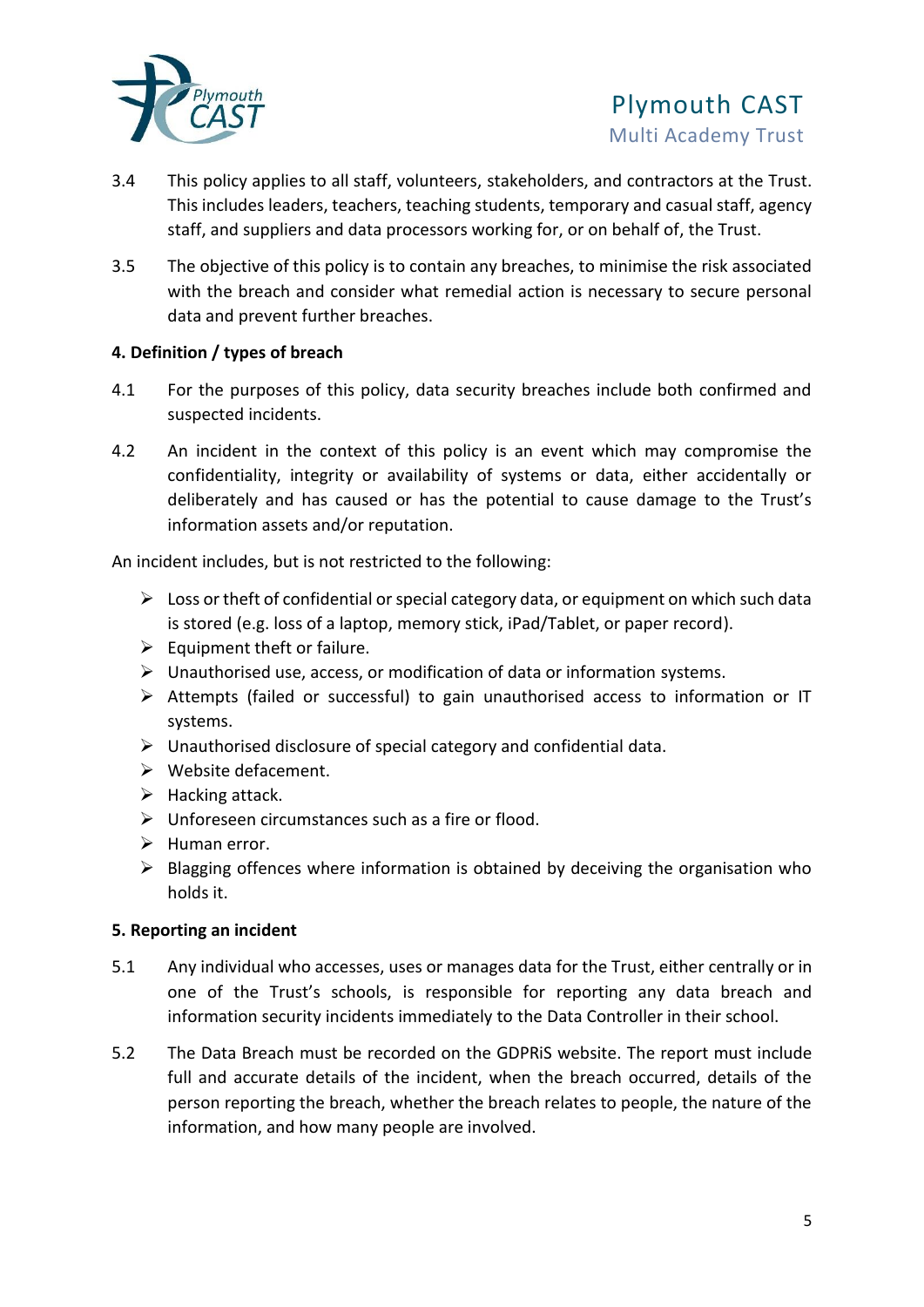3.4 This policy applies to all staff, volunteers, stakeholders, and contractors at the Trust. This includes leaders, teachers, teaching students, temporary and casual staff, agency staff, and suppliers and data processors working for, or on behalf of, the Trust.

3.5 The objective of this policy is to contain any breaches, to minimise the risk associated with the breach and consider what remedial action is necessary to secure personal data and prevent further breaches.

**4. Definition / types of breach**

4.1 For the purposes of this policy, data security breaches include both confirmed and suspected incidents.

4.2 An incident in the context of this policy is an event which may compromise the confidentiality, integrity or availability of systems or data, either accidentally or deliberately and has caused or has the potential to cause damage to the Trust's information assets and/or reputation.

An incident includes, but is not restricted to the following:

- Loss or theft of confidential or special category data, or equipment on which such data is stored (e.g. loss of a laptop, memory stick, iPad/Tablet, or paper record).
- Equipment theft or failure.
- Unauthorised use, access, or modification of data or information systems.
- Attempts (failed or successful) to gain unauthorised access to information or IT systems.
- Unauthorised disclosure of special category and confidential data.
- Website defacement.
- Hacking attack.
- Unforeseen circumstances such as a fire or flood.
- Human error.
- Blagging offences where information is obtained by deceiving the organisation who holds it.

**5. Reporting an incident**

5.1 Any individual who accesses, uses or manages data for the Trust, either centrally or in one of the Trust's schools, is responsible for reporting any data breach and information security incidents immediately to the Data Controller in their school.

5.2 The Data Breach must be recorded on the GDPRiS website. The report must include full and accurate details of the incident, when the breach occurred, details of the person reporting the breach, whether the breach relates to people, the nature of the information, and how many people are involved.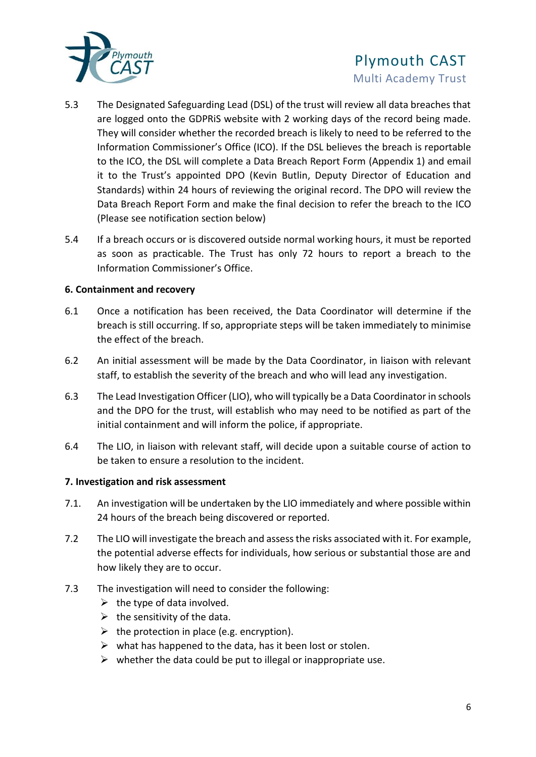5.3 The Designated Safeguarding Lead (DSL) of the trust will review all data breaches that are logged onto the GDPRiS website with 2 working days of the record being made. They will consider whether the recorded breach is likely to need to be referred to the Information Commissioner's Office (ICO). If the DSL believes the breach is reportable to the ICO, the DSL will complete a Data Breach Report Form (Appendix 1) and email it to the Trust's appointed DPO (Kevin Butlin, Deputy Director of Education and Standards) within 24 hours of reviewing the original record. The DPO will review the Data Breach Report Form and make the final decision to refer the breach to the ICO (Please see notification section below)

5.4 If a breach occurs or is discovered outside normal working hours, it must be reported as soon as practicable. The Trust has only 72 hours to report a breach to the Information Commissioner's Office.

**6. Containment and recovery**

6.1 Once a notification has been received, the Data Coordinator will determine if the breach is still occurring. If so, appropriate steps will be taken immediately to minimise the effect of the breach.

6.2 An initial assessment will be made by the Data Coordinator, in liaison with relevant staff, to establish the severity of the breach and who will lead any investigation.

6.3 The Lead Investigation Officer (LIO), who will typically be a Data Coordinator in schools and the DPO for the trust, will establish who may need to be notified as part of the initial containment and will inform the police, if appropriate.

6.4 The LIO, in liaison with relevant staff, will decide upon a suitable course of action to be taken to ensure a resolution to the incident.

**7. Investigation and risk assessment**

7.1. An investigation will be undertaken by the LIO immediately and where possible within 24 hours of the breach being discovered or reported.

7.2 The LIO will investigate the breach and assess the risks associated with it. For example, the potential adverse effects for individuals, how serious or substantial those are and how likely they are to occur.

7.3 The investigation will need to consider the following:

- the type of data involved.
- the sensitivity of the data.
- the protection in place (e.g. encryption).
- what has happened to the data, has it been lost or stolen.
- whether the data could be put to illegal or inappropriate use.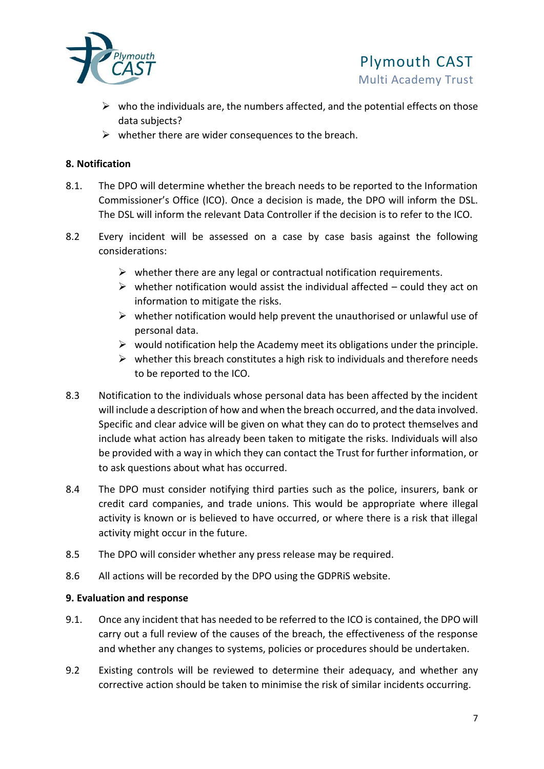- who the individuals are, the numbers affected, and the potential effects on those data subjects?
- whether there are wider consequences to the breach.

**8. Notification**

8.1. The DPO will determine whether the breach needs to be reported to the Information Commissioner's Office (ICO). Once a decision is made, the DPO will inform the DSL. The DSL will inform the relevant Data Controller if the decision is to refer to the ICO.

8.2 Every incident will be assessed on a case by case basis against the following considerations:

- whether there are any legal or contractual notification requirements.
- whether notification would assist the individual affected – could they act on information to mitigate the risks.
- whether notification would help prevent the unauthorised or unlawful use of personal data.
- would notification help the Academy meet its obligations under the principle.
- whether this breach constitutes a high risk to individuals and therefore needs to be reported to the ICO.

8.3 Notification to the individuals whose personal data has been affected by the incident will include a description of how and when the breach occurred, and the data involved. Specific and clear advice will be given on what they can do to protect themselves and include what action has already been taken to mitigate the risks. Individuals will also be provided with a way in which they can contact the Trust for further information, or to ask questions about what has occurred.

8.4 The DPO must consider notifying third parties such as the police, insurers, bank or credit card companies, and trade unions. This would be appropriate where illegal activity is known or is believed to have occurred, or where there is a risk that illegal activity might occur in the future.

8.5 The DPO will consider whether any press release may be required.

8.6 All actions will be recorded by the DPO using the GDPRiS website.

**9. Evaluation and response**

9.1. Once any incident that has needed to be referred to the ICO is contained, the DPO will carry out a full review of the causes of the breach, the effectiveness of the response and whether any changes to systems, policies or procedures should be undertaken.

9.2 Existing controls will be reviewed to determine their adequacy, and whether any corrective action should be taken to minimise the risk of similar incidents occurring.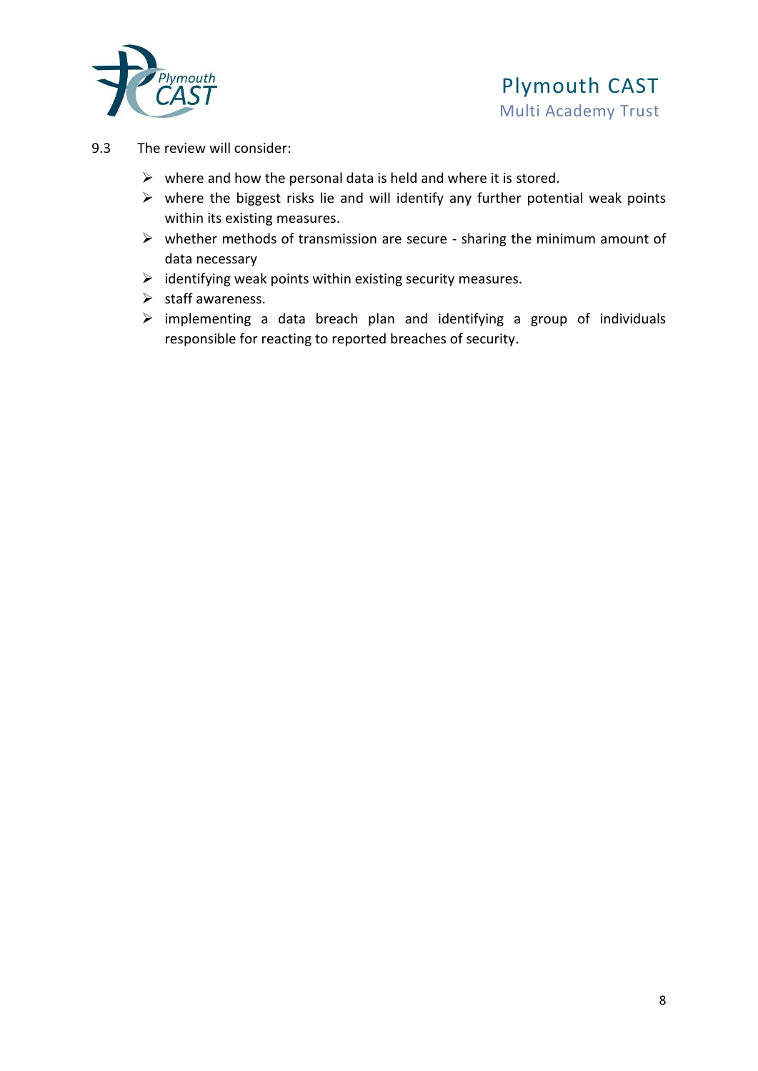9.3 The review will consider:

- where and how the personal data is held and where it is stored.
- where the biggest risks lie and will identify any further potential weak points within its existing measures.
- whether methods of transmission are secure - sharing the minimum amount of data necessary
- identifying weak points within existing security measures.
- staff awareness.
- implementing a data breach plan and identifying a group of individuals responsible for reacting to reported breaches of security.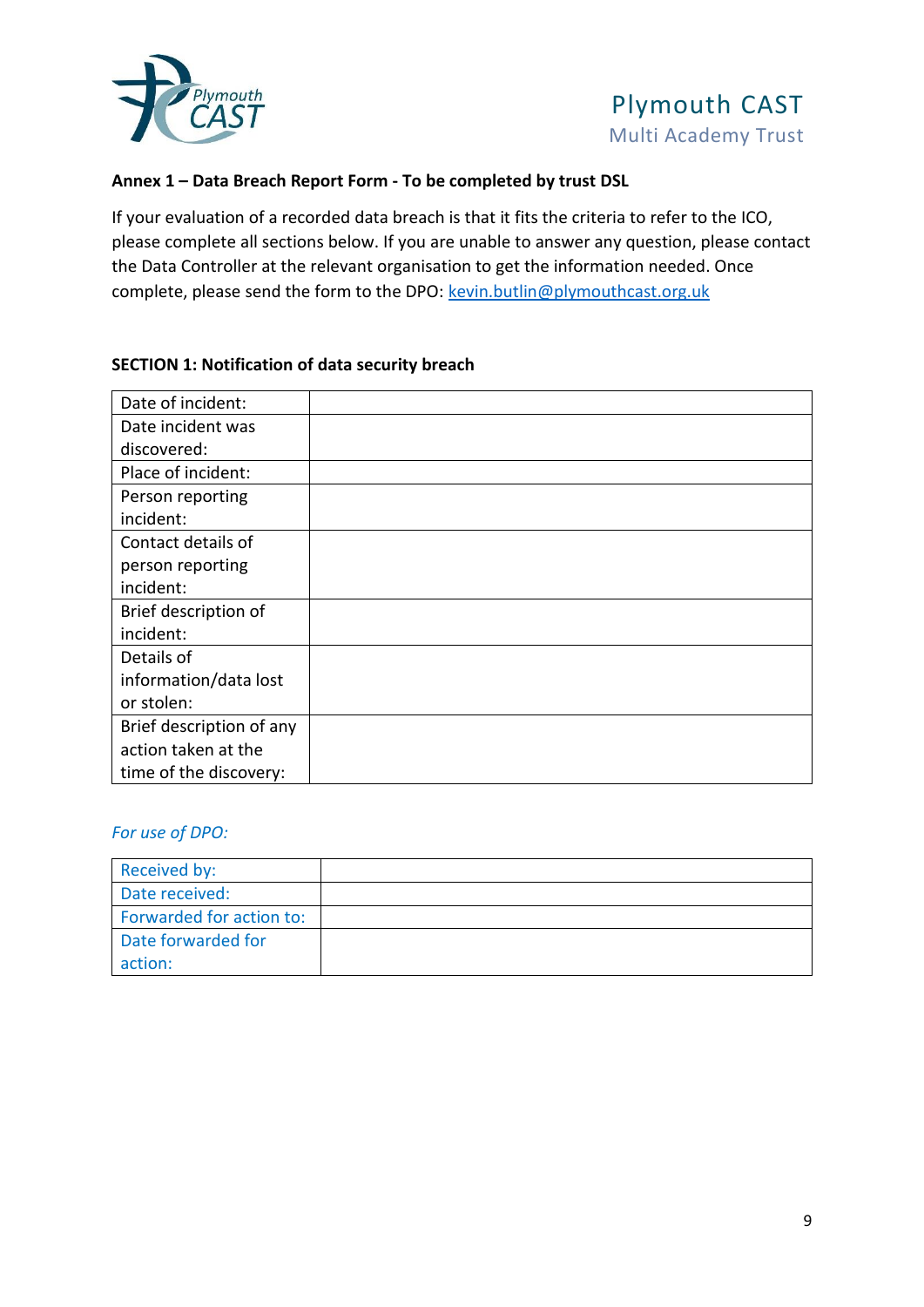**Annex 1 – Data Breach Report Form - To be completed by trust DSL**

If your evaluation of a recorded data breach is that it fits the criteria to refer to the ICO, please complete all sections below. If you are unable to answer any question, please contact the Data Controller at the relevant organisation to get the information needed. Once complete, please send the form to the DPO: kevin.butlin@plymouthcast.org.uk

**SECTION 1: Notification of data security breach**

| | |
|---|---|
| Date of incident: | |
| Date incident was discovered: | |
| Place of incident: | |
| Person reporting incident: | |
| Contact details of person reporting incident: | |
| Brief description of incident: | |
| Details of information/data lost or stolen: | |
| Brief description of any action taken at the time of the discovery: | |

*For use of DPO:*

| | |
|---|---|
| Received by: | |
| Date received: | |
| Forwarded for action to: | |
| Date forwarded for action: | |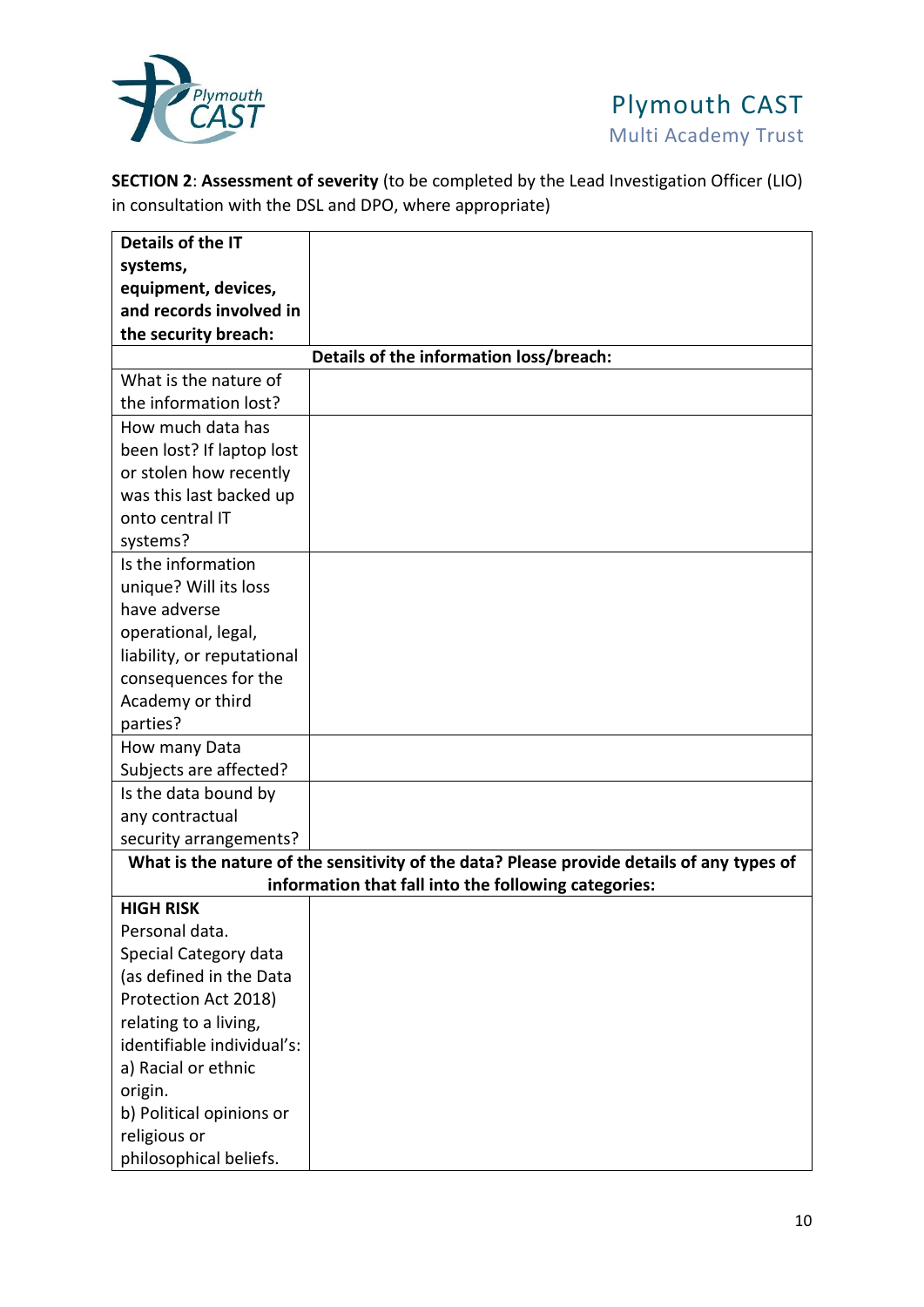**SECTION 2**: **Assessment of severity** (to be completed by the Lead Investigation Officer (LIO) in consultation with the DSL and DPO, where appropriate)

| **Details of the IT systems, equipment, devices, and records involved in the security breach:** | |
|---|---|
| | **Details of the information loss/breach:** |
| What is the nature of the information lost? | |
| How much data has been lost? If laptop lost or stolen how recently was this last backed up onto central IT systems? | |
| Is the information unique? Will its loss have adverse operational, legal, liability, or reputational consequences for the Academy or third parties? | |
| How many Data Subjects are affected? | |
| Is the data bound by any contractual security arrangements? | |
| **What is the nature of the sensitivity of the data? Please provide details of any types of information that fall into the following categories:** | |
| **HIGH RISK**<br>Personal data.<br>Special Category data (as defined in the Data Protection Act 2018) relating to a living, identifiable individual's:<br>a) Racial or ethnic origin.<br>b) Political opinions or religious or philosophical beliefs. | |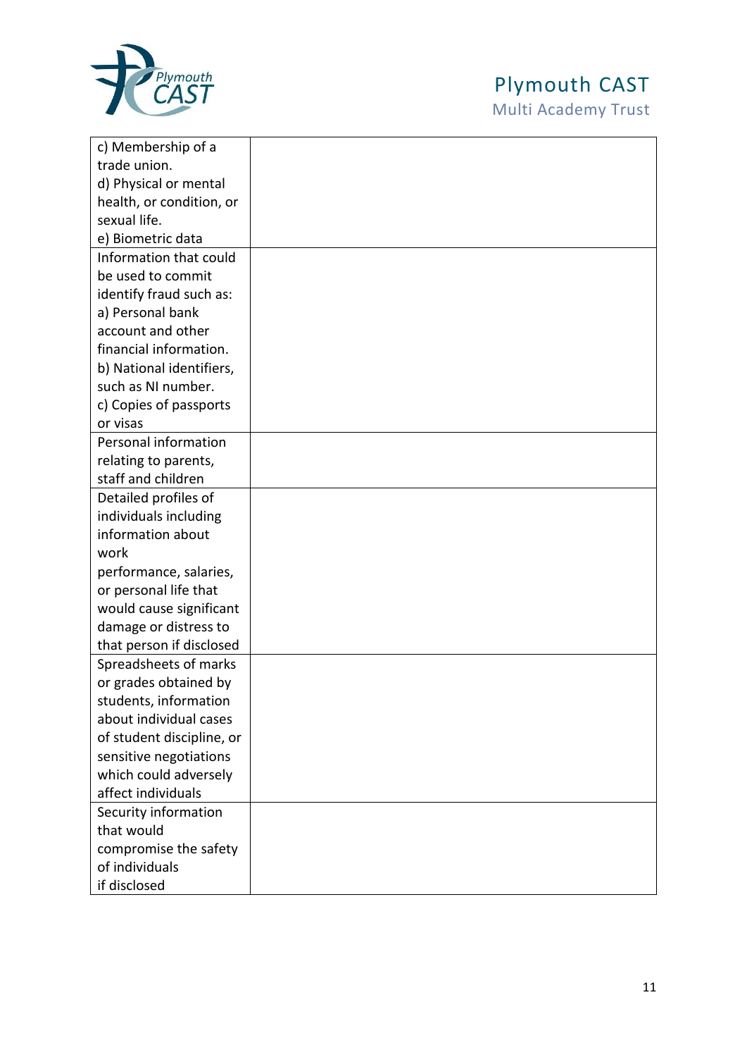| | |
|---|---|
| c) Membership of a trade union.<br>d) Physical or mental health, or condition, or sexual life.<br>e) Biometric data | |
| Information that could be used to commit identify fraud such as:<br>a) Personal bank account and other financial information.<br>b) National identifiers, such as NI number.<br>c) Copies of passports or visas | |
| Personal information relating to parents, staff and children | |
| Detailed profiles of individuals including information about work performance, salaries, or personal life that would cause significant damage or distress to that person if disclosed | |
| Spreadsheets of marks or grades obtained by students, information about individual cases of student discipline, or sensitive negotiations which could adversely affect individuals | |
| Security information that would compromise the safety of individuals if disclosed | |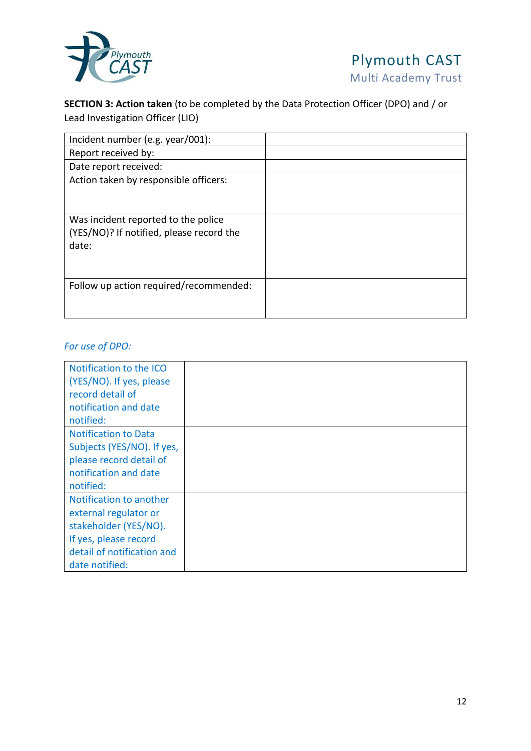**SECTION 3: Action taken** (to be completed by the Data Protection Officer (DPO) and / or Lead Investigation Officer (LIO)

| | |
|---|---|
| Incident number (e.g. year/001): | |
| Report received by: | |
| Date report received: | |
| Action taken by responsible officers: | |
| Was incident reported to the police (YES/NO)? If notified, please record the date: | |
| Follow up action required/recommended: | |

*For use of DPO:*

| | |
|---|---|
| Notification to the ICO (YES/NO). If yes, please record detail of notification and date notified: | |
| Notification to Data Subjects (YES/NO). If yes, please record detail of notification and date notified: | |
| Notification to another external regulator or stakeholder (YES/NO). If yes, please record detail of notification and date notified: | |